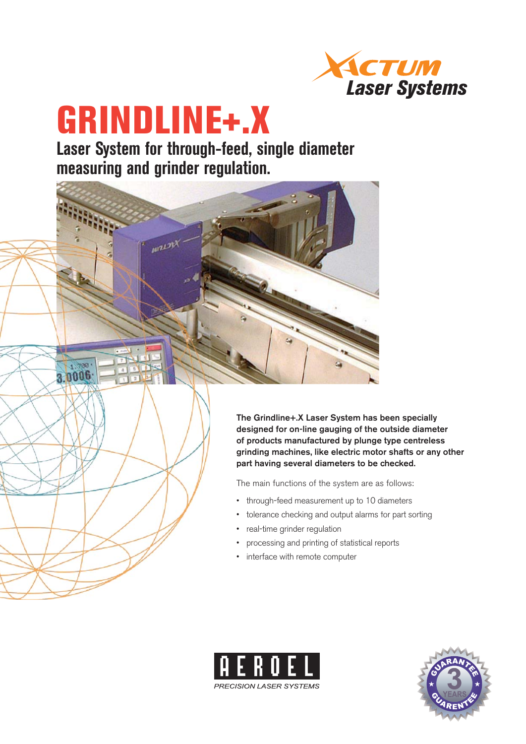XACTUM Laser Systems

# GRINDLINE+.X

## Laser System for through-feed, single diameter measuring and grinder regulation.

**The Grindline+.X Laser System has been specially designed for on-line gauging of the outside diameter of products manufactured by plunge type centreless grinding machines, like electric motor shafts or any other part having several diameters to be checked.**

The main functions of the system are as follows:

- through-feed measurement up to 10 diameters
- tolerance checking and output alarms for part sorting
- real-time grinder regulation
- processing and printing of statistical reports
- interface with remote computer

AEROEL

*PRECISION LASER SYSTEMS*

GUARANTEE 3 YEARS GUARENTEE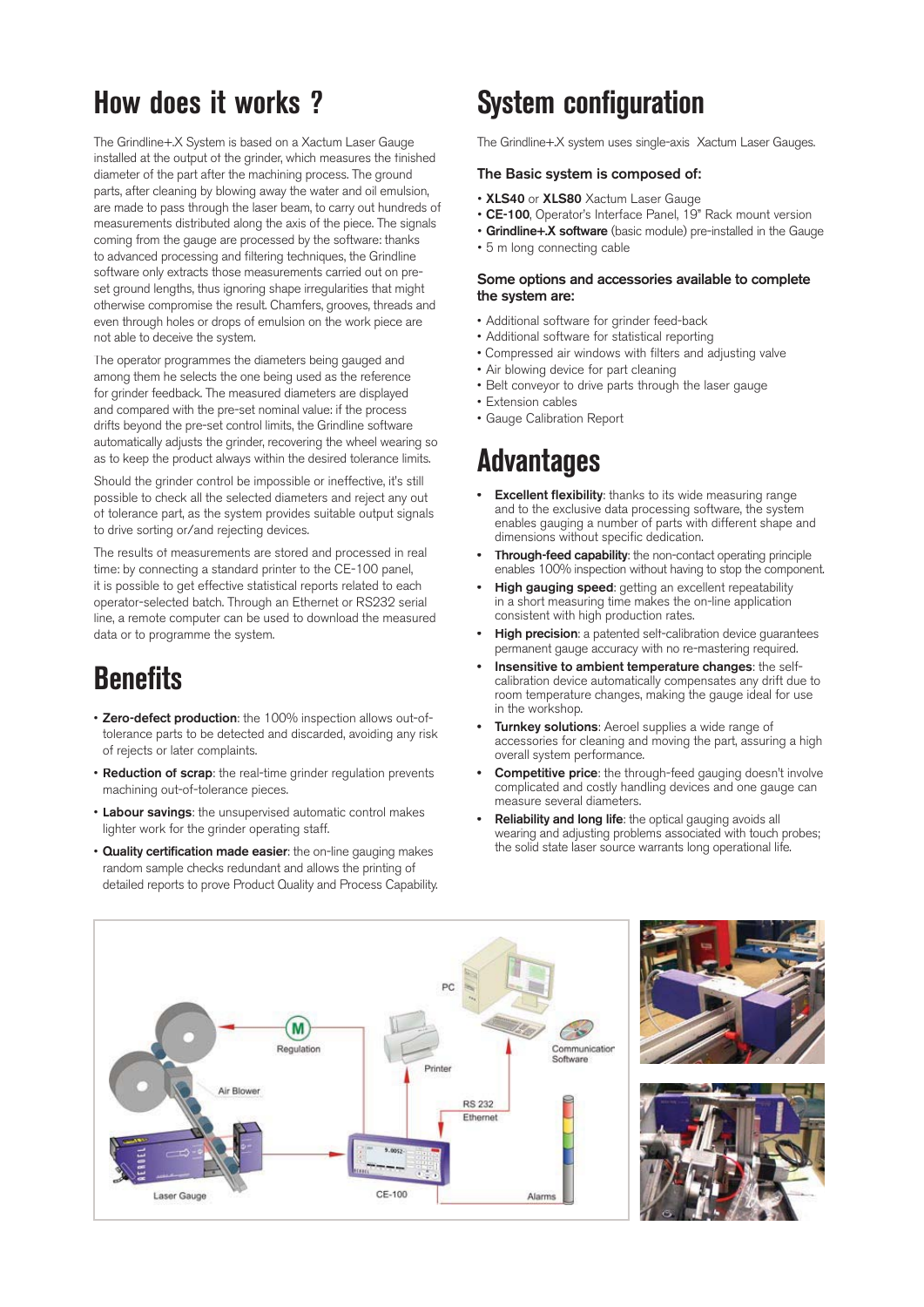# How does it works ?

The Grindline+.X System is based on a Xactum Laser Gauge installed at the output of the grinder, which measures the finished diameter of the part after the machining process. The ground parts, after cleaning by blowing away the water and oil emulsion, are made to pass through the laser beam, to carry out hundreds of measurements distributed along the axis of the piece. The signals coming from the gauge are processed by the software: thanks to advanced processing and filtering techniques, the Grindline software only extracts those measurements carried out on pre-set ground lengths, thus ignoring shape irregularities that might otherwise compromise the result. Chamfers, grooves, threads and even through holes or drops of emulsion on the work piece are not able to deceive the system.

The operator programmes the diameters being gauged and among them he selects the one being used as the reference for grinder feedback. The measured diameters are displayed and compared with the pre-set nominal value: if the process drifts beyond the pre-set control limits, the Grindline software automatically adjusts the grinder, recovering the wheel wearing so as to keep the product always within the desired tolerance limits.

Should the grinder control be impossible or ineffective, it's still possible to check all the selected diameters and reject any out of tolerance part, as the system provides suitable output signals to drive sorting or/and rejecting devices.

The results of measurements are stored and processed in real time: by connecting a standard printer to the CE-100 panel, it is possible to get effective statistical reports related to each operator-selected batch. Through an Ethernet or RS232 serial line, a remote computer can be used to download the measured data or to programme the system.

# Benefits

- **Zero-defect production**: the 100% inspection allows out-of-tolerance parts to be detected and discarded, avoiding any risk of rejects or later complaints.
- **Reduction of scrap**: the real-time grinder regulation prevents machining out-of-tolerance pieces.
- **Labour savings**: the unsupervised automatic control makes lighter work for the grinder operating staff.
- **Quality certification made easier**: the on-line gauging makes random sample checks redundant and allows the printing of detailed reports to prove Product Quality and Process Capability.

# System configuration

The Grindline+.X system uses single-axis Xactum Laser Gauges.

### The Basic system is composed of:

- **XLS40** or **XLS80** Xactum Laser Gauge
- **CE-100**, Operator's Interface Panel, 19" Rack mount version
- **Grindline+.X software** (basic module) pre-installed in the Gauge
- 5 m long connecting cable

### Some options and accessories available to complete the system are:

- Additional software for grinder feed-back
- Additional software for statistical reporting
- Compressed air windows with filters and adjusting valve
- Air blowing device for part cleaning
- Belt conveyor to drive parts through the laser gauge
- Extension cables
- Gauge Calibration Report

# Advantages

- **Excellent flexibility**: thanks to its wide measuring range and to the exclusive data processing software, the system enables gauging a number of parts with different shape and dimensions without specific dedication.
- **Through-feed capability**: the non-contact operating principle enables 100% inspection without having to stop the component.
- **High gauging speed**: getting an excellent repeatability in a short measuring time makes the on-line application consistent with high production rates.
- **High precision**: a patented self-calibration device guarantees permanent gauge accuracy with no re-mastering required.
- **Insensitive to ambient temperature changes**: the self-calibration device automatically compensates any drift due to room temperature changes, making the gauge ideal for use in the workshop.
- **Turnkey solutions**: Aeroel supplies a wide range of accessories for cleaning and moving the part, assuring a high overall system performance.
- **Competitive price**: the through-feed gauging doesn't involve complicated and costly handling devices and one gauge can measure several diameters.
- **Reliability and long life**: the optical gauging avoids all wearing and adjusting problems associated with touch probes; the solid state laser source warrants long operational life.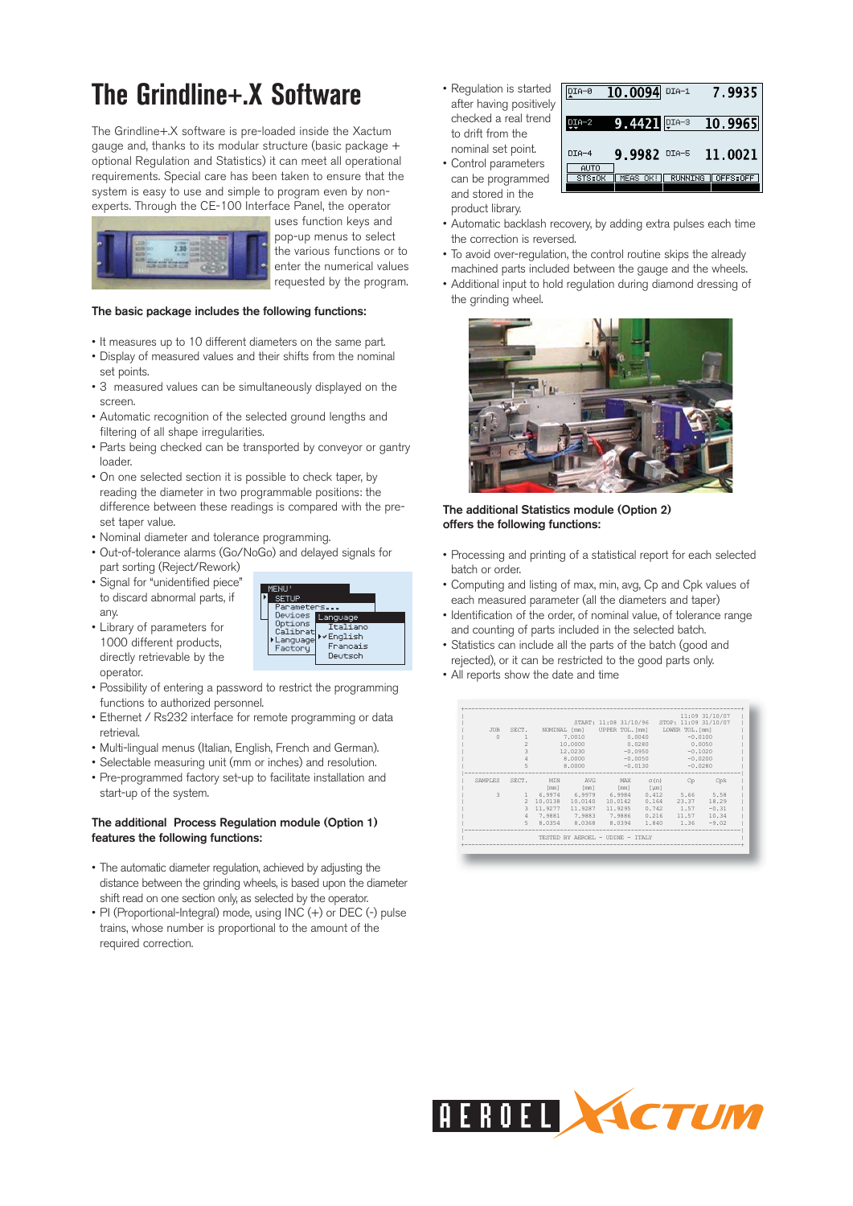# The Grindline+.X Software

The Grindline+.X software is pre-loaded inside the Xactum gauge and, thanks to its modular structure (basic package + optional Regulation and Statistics) it can meet all operational requirements. Special care has been taken to ensure that the system is easy to use and simple to program even by non-experts. Through the CE-100 Interface Panel, the operator uses function keys and pop-up menus to select the various functions or to enter the numerical values requested by the program.

**The basic package includes the following functions:**

- It measures up to 10 different diameters on the same part.
- Display of measured values and their shifts from the nominal set points.
- 3 measured values can be simultaneously displayed on the screen.
- Automatic recognition of the selected ground lengths and filtering of all shape irregularities.
- Parts being checked can be transported by conveyor or gantry loader.
- On one selected section it is possible to check taper, by reading the diameter in two programmable positions: the difference between these readings is compared with the pre-set taper value.
- Nominal diameter and tolerance programming.
- Out-of-tolerance alarms (Go/NoGo) and delayed signals for part sorting (Reject/Rework)
- Signal for "unidentified piece" to discard abnormal parts, if any.
- Library of parameters for 1000 different products, directly retrievable by the operator.
- Possibility of entering a password to restrict the programming functions to authorized personnel.
- Ethernet / Rs232 interface for remote programming or data retrieval.
- Multi-lingual menus (Italian, English, French and German).
- Selectable measuring unit (mm or inches) and resolution.
- Pre-programmed factory set-up to facilitate installation and start-up of the system.

**The additional Process Regulation module (Option 1) features the following functions:**

- The automatic diameter regulation, achieved by adjusting the distance between the grinding wheels, is based upon the diameter shift read on one section only, as selected by the operator.
- PI (Proportional-Integral) mode, using INC (+) or DEC (-) pulse trains, whose number is proportional to the amount of the required correction.
- Regulation is started after having positively checked a real trend to drift from the nominal set point.
- Control parameters can be programmed and stored in the product library.
- Automatic backlash recovery, by adding extra pulses each time the correction is reversed.
- To avoid over-regulation, the control routine skips the already machined parts included between the gauge and the wheels.
- Additional input to hold regulation during diamond dressing of the grinding wheel.

**The additional Statistics module (Option 2) offers the following functions:**

- Processing and printing of a statistical report for each selected batch or order.
- Computing and listing of max, min, avg, Cp and Cpk values of each measured parameter (all the diameters and taper)
- Identification of the order, of nominal value, of tolerance range and counting of parts included in the selected batch.
- Statistics can include all the parts of the batch (good and rejected), or it can be restricted to the good parts only.
- All reports show the date and time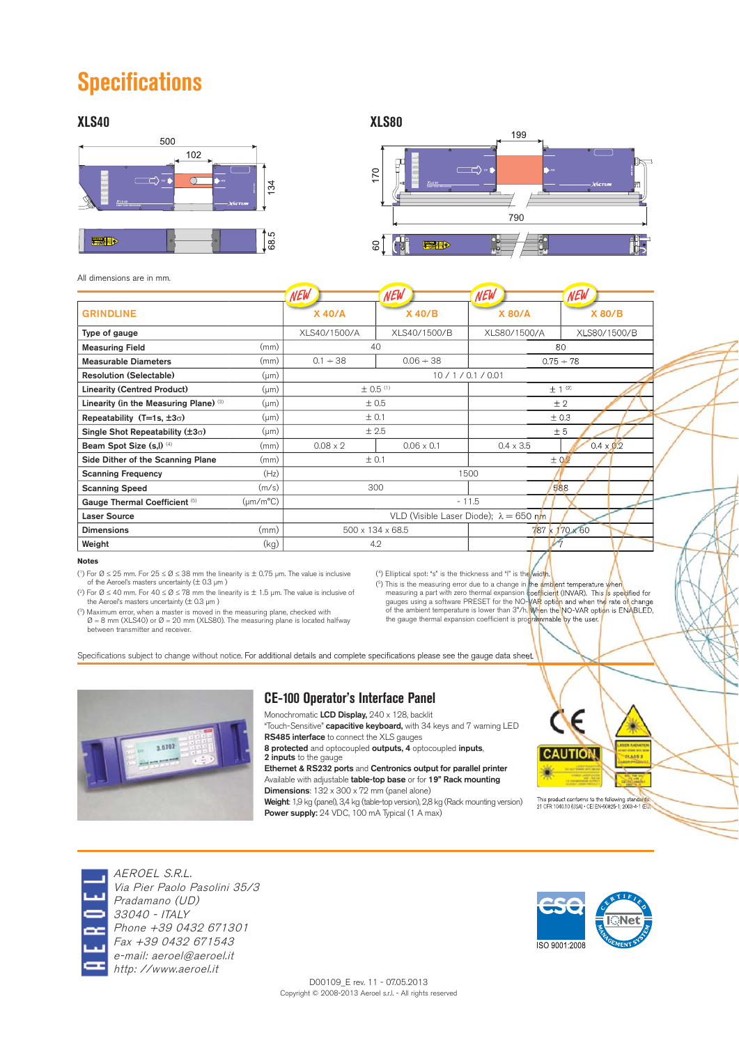# Specifications

## XLS40

500
102
134
68.5

## XLS80

199
170
790
60

All dimensions are in mm.

| GRINDLINE | | NEW X 40/A | NEW X 40/B | NEW X 80/A | NEW X 80/B |
|---|---|---|---|---|---|
| Type of gauge | | XLS40/1500/A | XLS40/1500/B | XLS80/1500/A | XLS80/1500/B |
| Measuring Field | (mm) | 40 | | 80 | |
| Measurable Diameters | (mm) | 0.1 ÷ 38 | 0.06 ÷ 38 | 0.75 ÷ 78 | |
| Resolution (Selectable) | (μm) | 10 / 1 / 0.1 / 0.01 | | | |
| Linearity (Centred Product) | (μm) | ± 0.5 (1) | | ± 1 (2) | |
| Linearity (in the Measuring Plane) (3) | (μm) | ± 0.5 | | ± 2 | |
| Repeatability (T=1s, ±3σ) | (μm) | ± 0.1 | | ± 0.3 | |
| Single Shot Repeatability (±3σ) | (μm) | ± 2.5 | | ± 5 | |
| Beam Spot Size (s,l) (4) | (mm) | 0.08 x 2 | 0.06 x 0.1 | 0.4 x 3.5 | 0.4 x 0.2 |
| Side Dither of the Scanning Plane | (mm) | ± 0.1 | | ± 0.2 | |
| Scanning Frequency | (Hz) | 1500 | | | |
| Scanning Speed | (m/s) | 300 | | 588 | |
| Gauge Thermal Coefficient (5) | (μm/m°C) | - 11.5 | | | |
| Laser Source | | VLD (Visible Laser Diode); λ = 650 nm | | | |
| Dimensions | (mm) | 500 x 134 x 68.5 | | 787 x 170 x 60 | |
| Weight | (kg) | 4.2 | | 7 | |

**Notes**

(1) For Ø ≤ 25 mm. For 25 ≤ Ø ≤ 38 mm the linearity is ± 0.75 μm. The value is inclusive of the Aeroel's masters uncertainty (± 0.3 μm )

(2) For Ø ≤ 40 mm. For 40 ≤ Ø ≤ 78 mm the linearity is ± 1.5 μm. The value is inclusive of the Aeroel's masters uncertainty (± 0.3 μm )

(3) Maximum error, when a master is moved in the measuring plane, checked with Ø = 8 mm (XLS40) or Ø = 20 mm (XLS80). The measuring plane is located halfway between transmitter and receiver.

(4) Elliptical spot: "s" is the thickness and "l" is the width.

(5) This is the measuring error due to a change in the ambient temperature when measuring a part with zero thermal expansion coefficient (INVAR). This is specified for gauges using a software PRESET for the NO-VAR option and when the rate of change of the ambient temperature is lower than 3°/h. When the NO-VAR option is ENABLED, the gauge thermal expansion coefficient is programmable by the user.

Specifications subject to change without notice. For additional details and complete specifications please see the gauge data sheet.

## CE-100 Operator's Interface Panel

Monochromatic **LCD Display,** 240 x 128, backlit
"Touch-Sensitive" **capacitive keyboard,** with 34 keys and 7 warning LED
**RS485 interface** to connect the XLS gauges
**8 protected** and optocoupled **outputs, 4** optocoupled **inputs,**
**2 inputs** to the gauge
**Ethernet & RS232 ports** and **Centronics output for parallel printer**
Available with adjustable **table-top base** or for **19" Rack mounting**
**Dimensions**: 132 x 300 x 72 mm (panel alone)
**Weight**: 1,9 kg (panel), 3,4 kg (table-top version), 2,8 kg (Rack mounting version)
**Power supply:** 24 VDC, 100 mA Typical (1 A max)

CAUTION

This product conforms to the following standards: 21 CFR 1040.10 (USA) - CEI EN-60825-1, 2003-4-1 (EU)

*AEROEL S.R.L.*
*Via Pier Paolo Pasolini 35/3*
*Pradamano (UD)*
*33040 - ITALY*
*Phone +39 0432 671301*
*Fax +39 0432 671543*
*e-mail: aeroel@aeroel.it*
*http: //www.aeroel.it*

ISO 9001:2008

D00109_E rev. 11 - 07.05.2013
Copyright © 2008-2013 Aeroel s.r.l. - All rights reserved